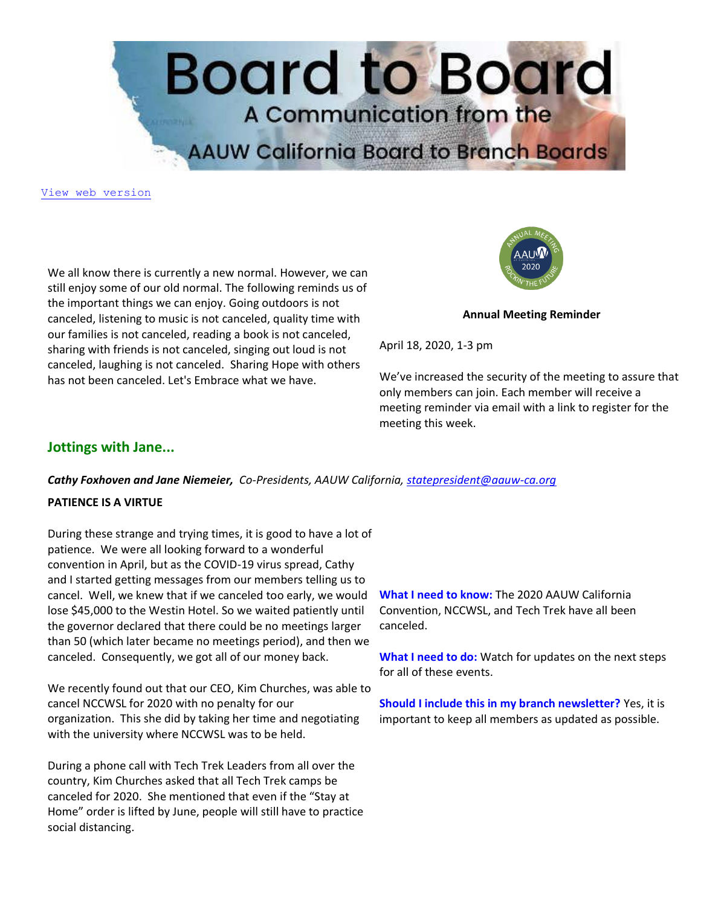# Board to Board

## A Communication from the AAUW California Board to Branch Boards

View web version

We all know there is currently a new normal. However, we can still enjoy some of our old normal. The following reminds us of the important things we can enjoy. Going outdoors is not canceled, listening to music is not canceled, quality time with our families is not canceled, reading a book is not canceled, sharing with friends is not canceled, singing out loud is not canceled, laughing is not canceled. Sharing Hope with others has not been canceled. Let's Embrace what we have.

**Annual Meeting Reminder**

April 18, 2020, 1-3 pm

We've increased the security of the meeting to assure that only members can join. Each member will receive a meeting reminder via email with a link to register for the meeting this week.

## Jottings with Jane...

***Cathy Foxhoven and Jane Niemeier,*** *Co-Presidents, AAUW California, statepresident@aauw-ca.org*

**PATIENCE IS A VIRTUE**

During these strange and trying times, it is good to have a lot of patience. We were all looking forward to a wonderful convention in April, but as the COVID-19 virus spread, Cathy and I started getting messages from our members telling us to cancel. Well, we knew that if we canceled too early, we would lose $45,000 to the Westin Hotel. So we waited patiently until the governor declared that there could be no meetings larger than 50 (which later became no meetings period), and then we canceled. Consequently, we got all of our money back.

We recently found out that our CEO, Kim Churches, was able to cancel NCCWSL for 2020 with no penalty for our organization. This she did by taking her time and negotiating with the university where NCCWSL was to be held.

During a phone call with Tech Trek Leaders from all over the country, Kim Churches asked that all Tech Trek camps be canceled for 2020. She mentioned that even if the "Stay at Home" order is lifted by June, people will still have to practice social distancing.

**What I need to know:** The 2020 AAUW California Convention, NCCWSL, and Tech Trek have all been canceled.

**What I need to do:** Watch for updates on the next steps for all of these events.

**Should I include this in my branch newsletter?** Yes, it is important to keep all members as updated as possible.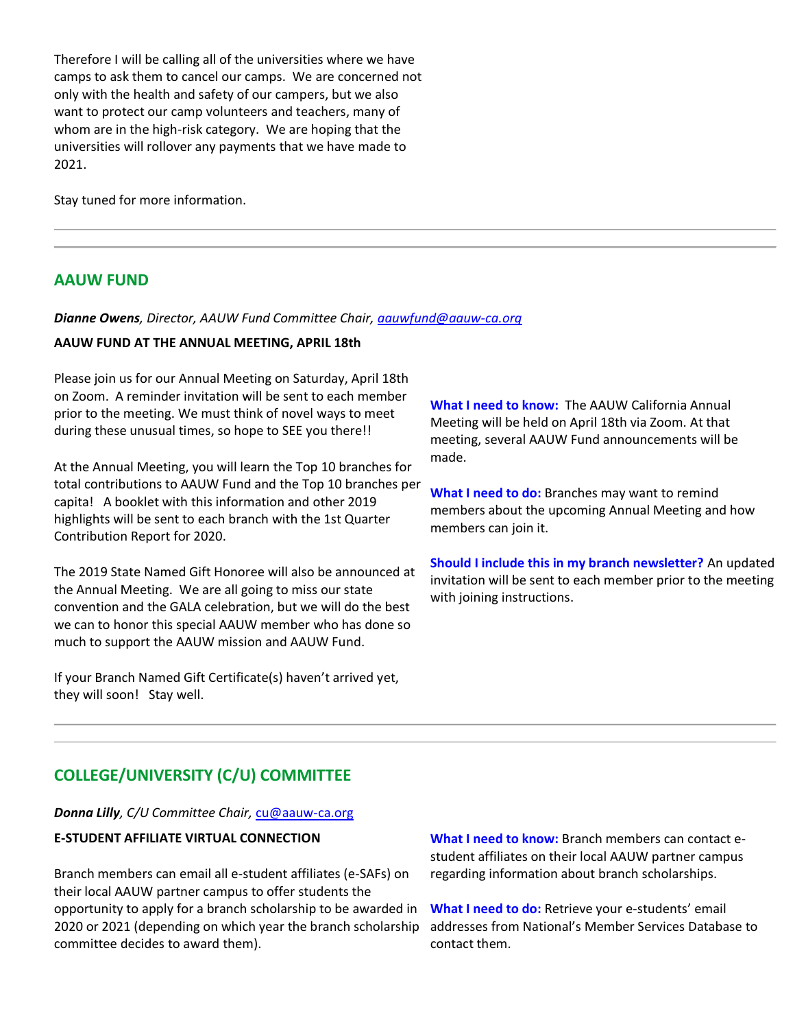Therefore I will be calling all of the universities where we have camps to ask them to cancel our camps. We are concerned not only with the health and safety of our campers, but we also want to protect our camp volunteers and teachers, many of whom are in the high-risk category. We are hoping that the universities will rollover any payments that we have made to 2021.

Stay tuned for more information.

---

## AAUW FUND

***Dianne Owens**, Director, AAUW Fund Committee Chair, aauwfund@aauw-ca.org*

**AAUW FUND AT THE ANNUAL MEETING, APRIL 18th**

Please join us for our Annual Meeting on Saturday, April 18th on Zoom. A reminder invitation will be sent to each member prior to the meeting. We must think of novel ways to meet during these unusual times, so hope to SEE you there!!

At the Annual Meeting, you will learn the Top 10 branches for total contributions to AAUW Fund and the Top 10 branches per capita! A booklet with this information and other 2019 highlights will be sent to each branch with the 1st Quarter Contribution Report for 2020.

The 2019 State Named Gift Honoree will also be announced at the Annual Meeting. We are all going to miss our state convention and the GALA celebration, but we will do the best we can to honor this special AAUW member who has done so much to support the AAUW mission and AAUW Fund.

If your Branch Named Gift Certificate(s) haven't arrived yet, they will soon! Stay well.

**What I need to know:** The AAUW California Annual Meeting will be held on April 18th via Zoom. At that meeting, several AAUW Fund announcements will be made.

**What I need to do:** Branches may want to remind members about the upcoming Annual Meeting and how members can join it.

**Should I include this in my branch newsletter?** An updated invitation will be sent to each member prior to the meeting with joining instructions.

---

## COLLEGE/UNIVERSITY (C/U) COMMITTEE

***Donna Lilly**, C/U Committee Chair, cu@aauw-ca.org*

**E-STUDENT AFFILIATE VIRTUAL CONNECTION**

Branch members can email all e-student affiliates (e-SAFs) on their local AAUW partner campus to offer students the opportunity to apply for a branch scholarship to be awarded in 2020 or 2021 (depending on which year the branch scholarship committee decides to award them).

**What I need to know:** Branch members can contact e-student affiliates on their local AAUW partner campus regarding information about branch scholarships.

**What I need to do:** Retrieve your e-students' email addresses from National's Member Services Database to contact them.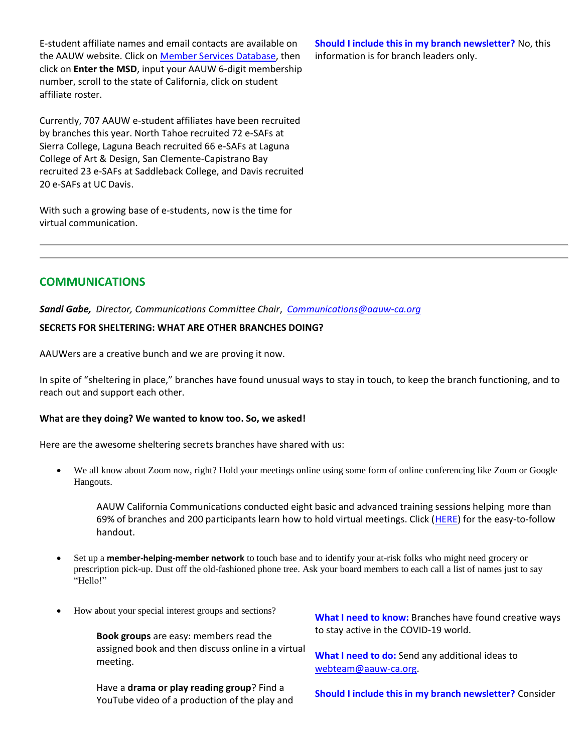E-student affiliate names and email contacts are available on the AAUW website. Click on [Member Services Database](), then click on **Enter the MSD**, input your AAUW 6-digit membership number, scroll to the state of California, click on student affiliate roster.

Currently, 707 AAUW e-student affiliates have been recruited by branches this year. North Tahoe recruited 72 e-SAFs at Sierra College, Laguna Beach recruited 66 e-SAFs at Laguna College of Art & Design, San Clemente-Capistrano Bay recruited 23 e-SAFs at Saddleback College, and Davis recruited 20 e-SAFs at UC Davis.

With such a growing base of e-students, now is the time for virtual communication.

**Should I include this in my branch newsletter?** No, this information is for branch leaders only.

---

## COMMUNICATIONS

***Sandi Gabe,*** *Director, Communications Committee Chair*, *Communications@aauw-ca.org*

**SECRETS FOR SHELTERING: WHAT ARE OTHER BRANCHES DOING?**

AAUWers are a creative bunch and we are proving it now.

In spite of "sheltering in place," branches have found unusual ways to stay in touch, to keep the branch functioning, and to reach out and support each other.

**What are they doing? We wanted to know too. So, we asked!**

Here are the awesome sheltering secrets branches have shared with us:

- We all know about Zoom now, right? Hold your meetings online using some form of online conferencing like Zoom or Google Hangouts.

  AAUW California Communications conducted eight basic and advanced training sessions helping more than 69% of branches and 200 participants learn how to hold virtual meetings. Click ([HERE]()) for the easy-to-follow handout.

- Set up a **member-helping-member network** to touch base and to identify your at-risk folks who might need grocery or prescription pick-up. Dust off the old-fashioned phone tree. Ask your board members to each call a list of names just to say "Hello!"

- How about your special interest groups and sections?

  **Book groups** are easy: members read the assigned book and then discuss online in a virtual meeting.

  Have a **drama or play reading group**? Find a YouTube video of a production of the play and

**What I need to know:** Branches have found creative ways to stay active in the COVID-19 world.

**What I need to do:** Send any additional ideas to webteam@aauw-ca.org.

**Should I include this in my branch newsletter?** Consider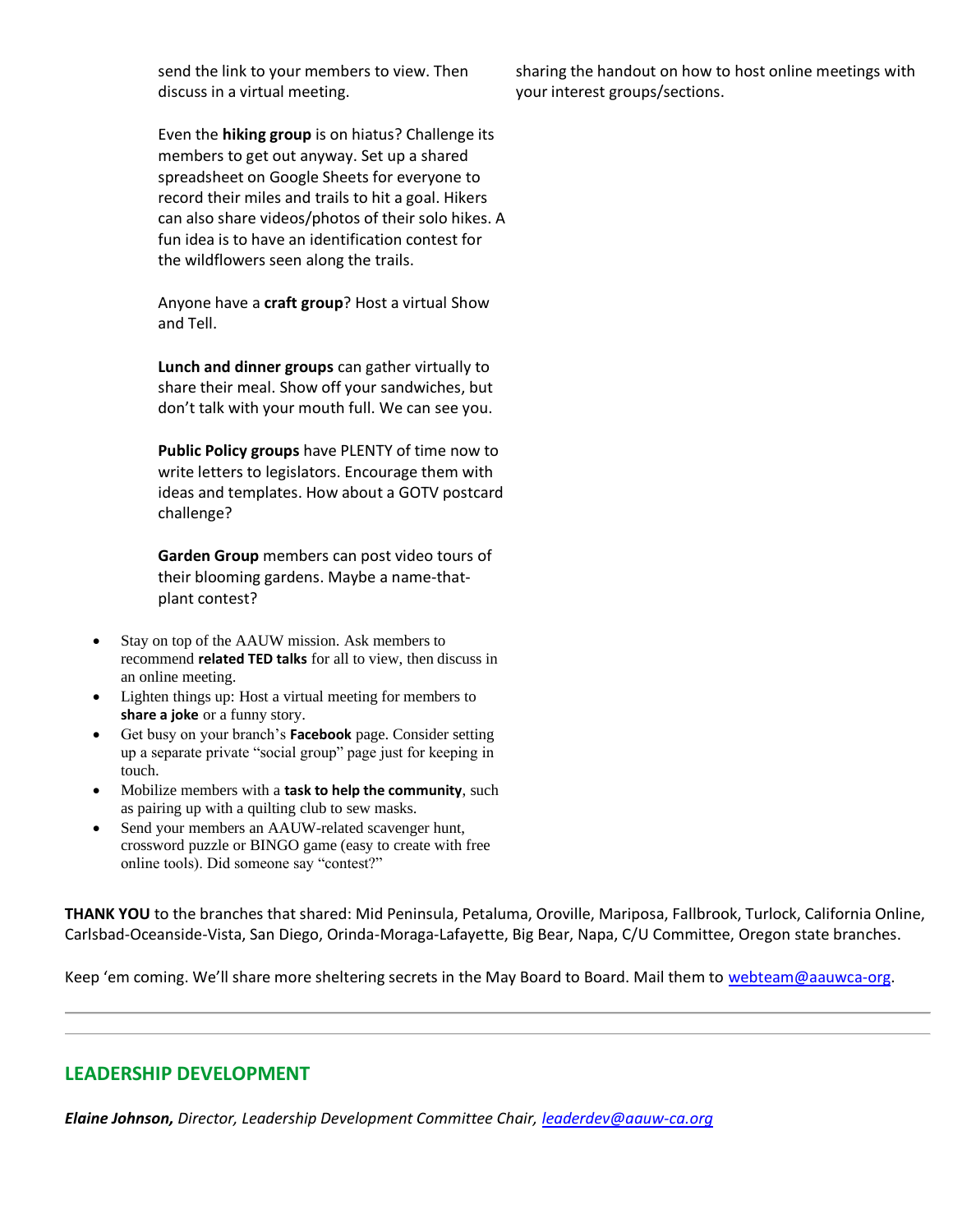send the link to your members to view. Then discuss in a virtual meeting.

Even the **hiking group** is on hiatus? Challenge its members to get out anyway. Set up a shared spreadsheet on Google Sheets for everyone to record their miles and trails to hit a goal. Hikers can also share videos/photos of their solo hikes. A fun idea is to have an identification contest for the wildflowers seen along the trails.

Anyone have a **craft group**? Host a virtual Show and Tell.

**Lunch and dinner groups** can gather virtually to share their meal. Show off your sandwiches, but don't talk with your mouth full. We can see you.

**Public Policy groups** have PLENTY of time now to write letters to legislators. Encourage them with ideas and templates. How about a GOTV postcard challenge?

**Garden Group** members can post video tours of their blooming gardens. Maybe a name-that-plant contest?

- Stay on top of the AAUW mission. Ask members to recommend **related TED talks** for all to view, then discuss in an online meeting.
- Lighten things up: Host a virtual meeting for members to **share a joke** or a funny story.
- Get busy on your branch's **Facebook** page. Consider setting up a separate private "social group" page just for keeping in touch.
- Mobilize members with a **task to help the community**, such as pairing up with a quilting club to sew masks.
- Send your members an AAUW-related scavenger hunt, crossword puzzle or BINGO game (easy to create with free online tools). Did someone say "contest?"

sharing the handout on how to host online meetings with your interest groups/sections.

**THANK YOU** to the branches that shared: Mid Peninsula, Petaluma, Oroville, Mariposa, Fallbrook, Turlock, California Online, Carlsbad-Oceanside-Vista, San Diego, Orinda-Moraga-Lafayette, Big Bear, Napa, C/U Committee, Oregon state branches.

Keep 'em coming. We'll share more sheltering secrets in the May Board to Board. Mail them to webteam@aauwca-org.

---

## LEADERSHIP DEVELOPMENT

***Elaine Johnson,*** *Director, Leadership Development Committee Chair, leaderdev@aauw-ca.org*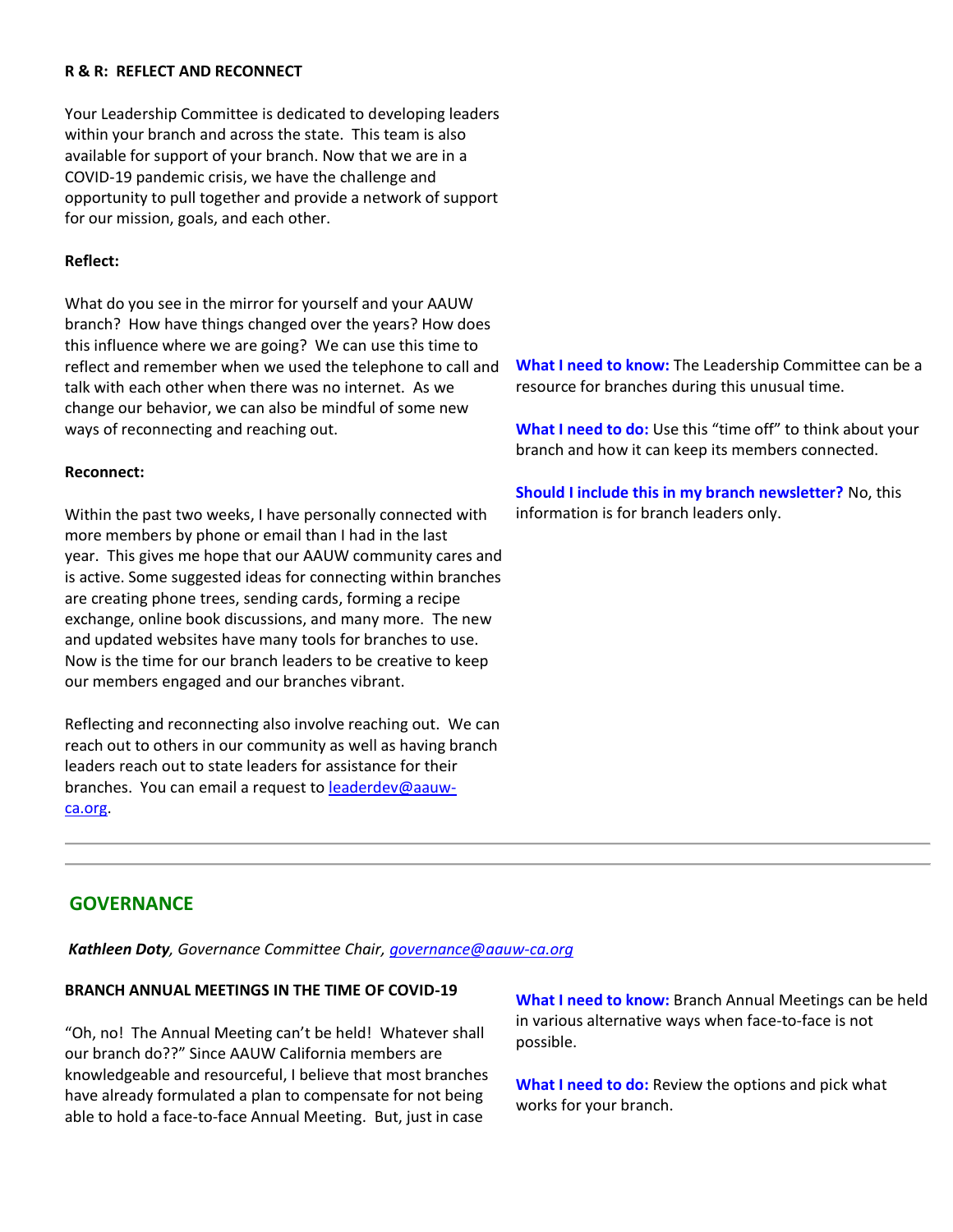**R & R: REFLECT AND RECONNECT**

Your Leadership Committee is dedicated to developing leaders within your branch and across the state. This team is also available for support of your branch. Now that we are in a COVID-19 pandemic crisis, we have the challenge and opportunity to pull together and provide a network of support for our mission, goals, and each other.

**Reflect:**

What do you see in the mirror for yourself and your AAUW branch? How have things changed over the years? How does this influence where we are going? We can use this time to reflect and remember when we used the telephone to call and talk with each other when there was no internet. As we change our behavior, we can also be mindful of some new ways of reconnecting and reaching out.

**Reconnect:**

Within the past two weeks, I have personally connected with more members by phone or email than I had in the last year. This gives me hope that our AAUW community cares and is active. Some suggested ideas for connecting within branches are creating phone trees, sending cards, forming a recipe exchange, online book discussions, and many more. The new and updated websites have many tools for branches to use. Now is the time for our branch leaders to be creative to keep our members engaged and our branches vibrant.

Reflecting and reconnecting also involve reaching out. We can reach out to others in our community as well as having branch leaders reach out to state leaders for assistance for their branches. You can email a request to [leaderdev@aauw-ca.org](mailto:leaderdev@aauw-ca.org).

**What I need to know:** The Leadership Committee can be a resource for branches during this unusual time.

**What I need to do:** Use this "time off" to think about your branch and how it can keep its members connected.

**Should I include this in my branch newsletter?** No, this information is for branch leaders only.

---

## GOVERNANCE

***Kathleen Doty****, Governance Committee Chair, [governance@aauw-ca.org](mailto:governance@aauw-ca.org)*

**BRANCH ANNUAL MEETINGS IN THE TIME OF COVID-19**

"Oh, no! The Annual Meeting can't be held! Whatever shall our branch do??" Since AAUW California members are knowledgeable and resourceful, I believe that most branches have already formulated a plan to compensate for not being able to hold a face-to-face Annual Meeting. But, just in case

**What I need to know:** Branch Annual Meetings can be held in various alternative ways when face-to-face is not possible.

**What I need to do:** Review the options and pick what works for your branch.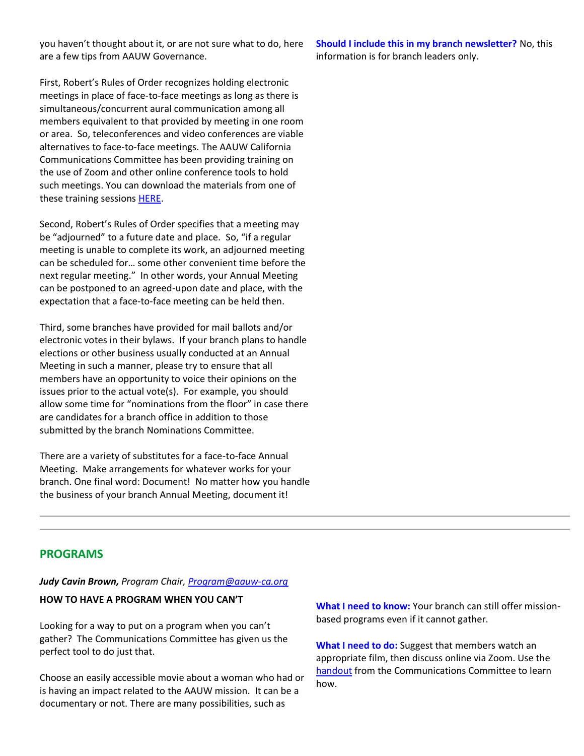you haven't thought about it, or are not sure what to do, here are a few tips from AAUW Governance.

First, Robert's Rules of Order recognizes holding electronic meetings in place of face-to-face meetings as long as there is simultaneous/concurrent aural communication among all members equivalent to that provided by meeting in one room or area. So, teleconferences and video conferences are viable alternatives to face-to-face meetings. The AAUW California Communications Committee has been providing training on the use of Zoom and other online conference tools to hold such meetings. You can download the materials from one of these training sessions HERE.

Second, Robert's Rules of Order specifies that a meeting may be "adjourned" to a future date and place. So, "if a regular meeting is unable to complete its work, an adjourned meeting can be scheduled for… some other convenient time before the next regular meeting." In other words, your Annual Meeting can be postponed to an agreed-upon date and place, with the expectation that a face-to-face meeting can be held then.

Third, some branches have provided for mail ballots and/or electronic votes in their bylaws. If your branch plans to handle elections or other business usually conducted at an Annual Meeting in such a manner, please try to ensure that all members have an opportunity to voice their opinions on the issues prior to the actual vote(s). For example, you should allow some time for "nominations from the floor" in case there are candidates for a branch office in addition to those submitted by the branch Nominations Committee.

There are a variety of substitutes for a face-to-face Annual Meeting. Make arrangements for whatever works for your branch. One final word: Document! No matter how you handle the business of your branch Annual Meeting, document it!

**Should I include this in my branch newsletter?** No, this information is for branch leaders only.

---

## PROGRAMS

***Judy Cavin Brown,*** *Program Chair, Program@aauw-ca.org*

**HOW TO HAVE A PROGRAM WHEN YOU CAN'T**

Looking for a way to put on a program when you can't gather? The Communications Committee has given us the perfect tool to do just that.

Choose an easily accessible movie about a woman who had or is having an impact related to the AAUW mission. It can be a documentary or not. There are many possibilities, such as

**What I need to know:** Your branch can still offer mission-based programs even if it cannot gather.

**What I need to do:** Suggest that members watch an appropriate film, then discuss online via Zoom. Use the handout from the Communications Committee to learn how.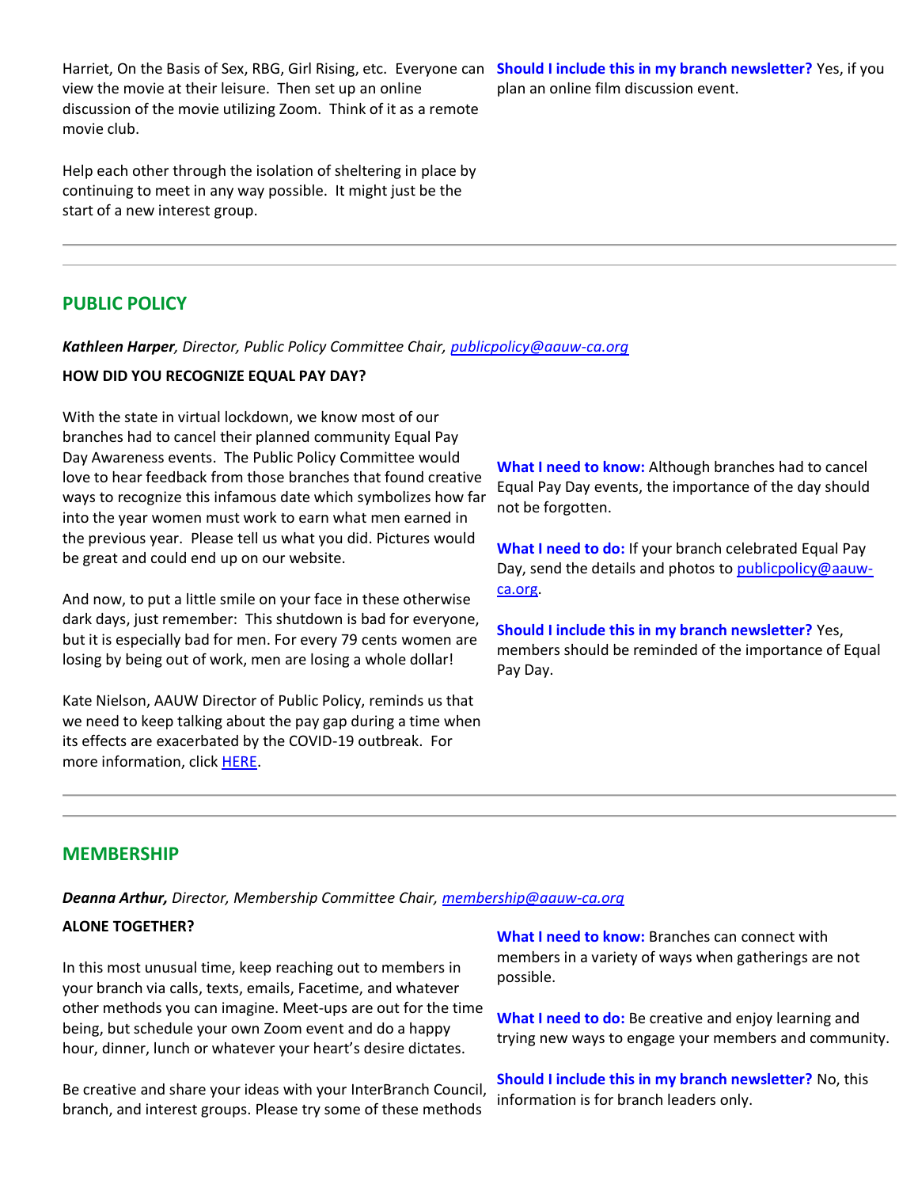Harriet, On the Basis of Sex, RBG, Girl Rising, etc. Everyone can view the movie at their leisure. Then set up an online discussion of the movie utilizing Zoom. Think of it as a remote movie club.

Help each other through the isolation of sheltering in place by continuing to meet in any way possible. It might just be the start of a new interest group.

**Should I include this in my branch newsletter?** Yes, if you plan an online film discussion event.

---

## PUBLIC POLICY

***Kathleen Harper****, Director, Public Policy Committee Chair,* *[publicpolicy@aauw-ca.org](mailto:publicpolicy@aauw-ca.org)*

**HOW DID YOU RECOGNIZE EQUAL PAY DAY?**

With the state in virtual lockdown, we know most of our branches had to cancel their planned community Equal Pay Day Awareness events. The Public Policy Committee would love to hear feedback from those branches that found creative ways to recognize this infamous date which symbolizes how far into the year women must work to earn what men earned in the previous year. Please tell us what you did. Pictures would be great and could end up on our website.

And now, to put a little smile on your face in these otherwise dark days, just remember: This shutdown is bad for everyone, but it is especially bad for men. For every 79 cents women are losing by being out of work, men are losing a whole dollar!

Kate Nielson, AAUW Director of Public Policy, reminds us that we need to keep talking about the pay gap during a time when its effects are exacerbated by the COVID-19 outbreak. For more information, click HERE.

**What I need to know:** Although branches had to cancel Equal Pay Day events, the importance of the day should not be forgotten.

**What I need to do:** If your branch celebrated Equal Pay Day, send the details and photos to [publicpolicy@aauw-ca.org](mailto:publicpolicy@aauw-ca.org).

**Should I include this in my branch newsletter?** Yes, members should be reminded of the importance of Equal Pay Day.

---

## MEMBERSHIP

***Deanna Arthur,*** *Director, Membership Committee Chair,* *[membership@aauw-ca.org](mailto:membership@aauw-ca.org)*

**ALONE TOGETHER?**

In this most unusual time, keep reaching out to members in your branch via calls, texts, emails, Facetime, and whatever other methods you can imagine. Meet-ups are out for the time being, but schedule your own Zoom event and do a happy hour, dinner, lunch or whatever your heart's desire dictates.

Be creative and share your ideas with your InterBranch Council, branch, and interest groups. Please try some of these methods

**What I need to know:** Branches can connect with members in a variety of ways when gatherings are not possible.

**What I need to do:** Be creative and enjoy learning and trying new ways to engage your members and community.

**Should I include this in my branch newsletter?** No, this information is for branch leaders only.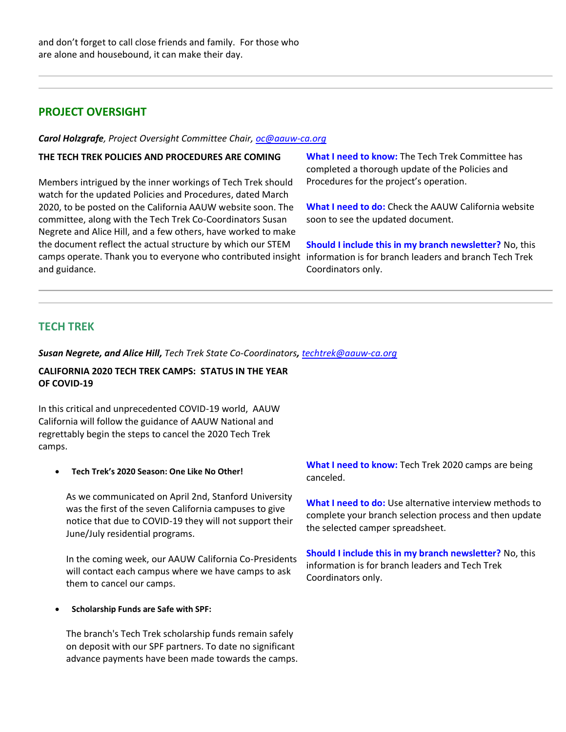and don't forget to call close friends and family. For those who are alone and housebound, it can make their day.

---

## PROJECT OVERSIGHT

***Carol Holzgrafe**, Project Oversight Committee Chair, oc@aauw-ca.org*

**THE TECH TREK POLICIES AND PROCEDURES ARE COMING**

Members intrigued by the inner workings of Tech Trek should watch for the updated Policies and Procedures, dated March 2020, to be posted on the California AAUW website soon. The committee, along with the Tech Trek Co-Coordinators Susan Negrete and Alice Hill, and a few others, have worked to make the document reflect the actual structure by which our STEM camps operate. Thank you to everyone who contributed insight and guidance.

**What I need to know:** The Tech Trek Committee has completed a thorough update of the Policies and Procedures for the project's operation.

**What I need to do:** Check the AAUW California website soon to see the updated document.

**Should I include this in my branch newsletter?** No, this information is for branch leaders and branch Tech Trek Coordinators only.

---

## TECH TREK

***Susan Negrete, and Alice Hill,** Tech Trek State Co-Coordinators, techtrek@aauw-ca.org*

**CALIFORNIA 2020 TECH TREK CAMPS: STATUS IN THE YEAR OF COVID-19**

In this critical and unprecedented COVID-19 world, AAUW California will follow the guidance of AAUW National and regrettably begin the steps to cancel the 2020 Tech Trek camps.

- **Tech Trek's 2020 Season: One Like No Other!**

  As we communicated on April 2nd, Stanford University was the first of the seven California campuses to give notice that due to COVID-19 they will not support their June/July residential programs.

  In the coming week, our AAUW California Co-Presidents will contact each campus where we have camps to ask them to cancel our camps.

- **Scholarship Funds are Safe with SPF:**

  The branch's Tech Trek scholarship funds remain safely on deposit with our SPF partners. To date no significant advance payments have been made towards the camps.

**What I need to know:** Tech Trek 2020 camps are being canceled.

**What I need to do:** Use alternative interview methods to complete your branch selection process and then update the selected camper spreadsheet.

**Should I include this in my branch newsletter?** No, this information is for branch leaders and Tech Trek Coordinators only.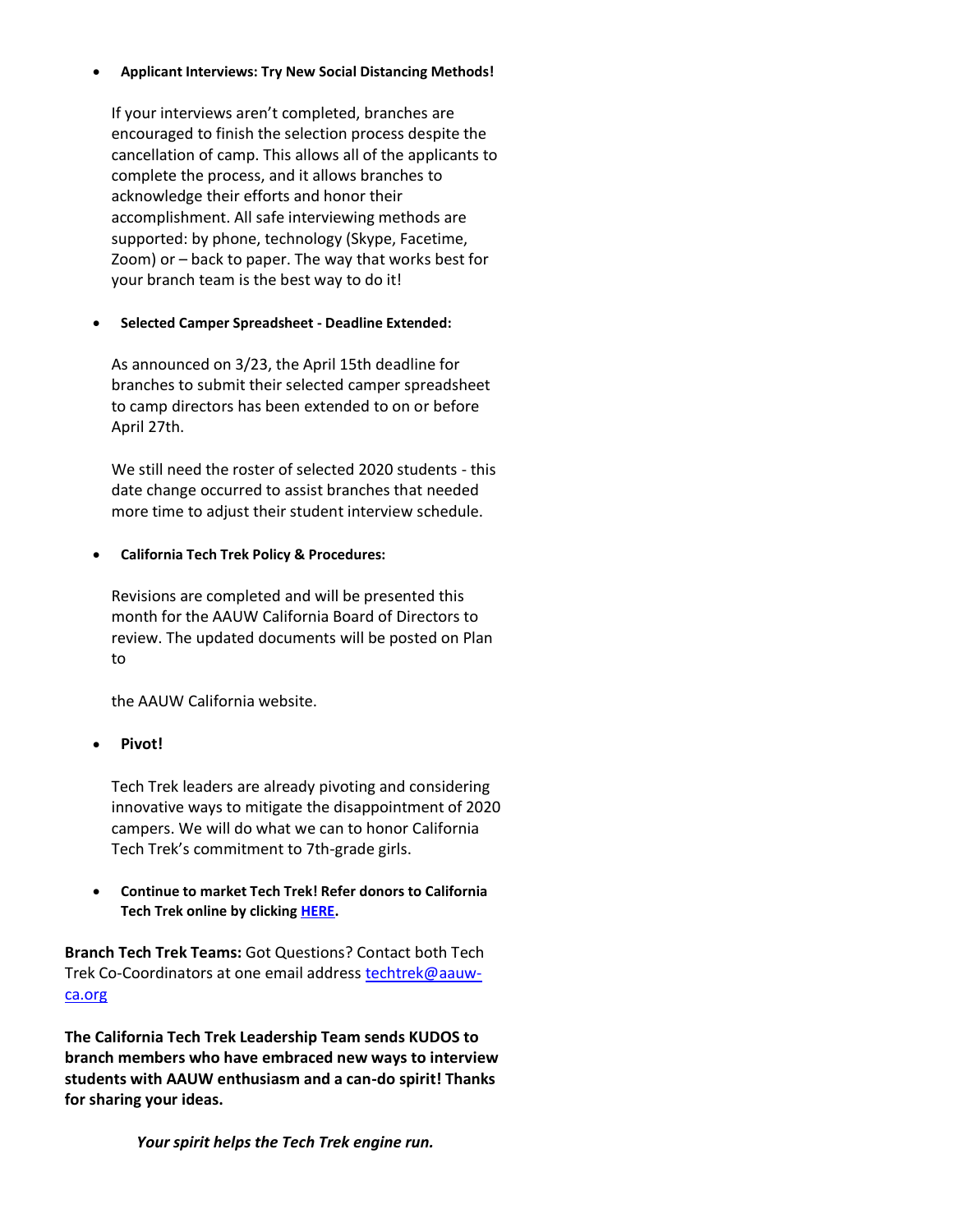- **Applicant Interviews: Try New Social Distancing Methods!**

  If your interviews aren't completed, branches are encouraged to finish the selection process despite the cancellation of camp. This allows all of the applicants to complete the process, and it allows branches to acknowledge their efforts and honor their accomplishment. All safe interviewing methods are supported: by phone, technology (Skype, Facetime, Zoom) or – back to paper. The way that works best for your branch team is the best way to do it!

- **Selected Camper Spreadsheet - Deadline Extended:**

  As announced on 3/23, the April 15th deadline for branches to submit their selected camper spreadsheet to camp directors has been extended to on or before April 27th.

  We still need the roster of selected 2020 students - this date change occurred to assist branches that needed more time to adjust their student interview schedule.

- **California Tech Trek Policy & Procedures:**

  Revisions are completed and will be presented this month for the AAUW California Board of Directors to review. The updated documents will be posted on Plan to

  the AAUW California website.

- **Pivot!**

  Tech Trek leaders are already pivoting and considering innovative ways to mitigate the disappointment of 2020 campers. We will do what we can to honor California Tech Trek's commitment to 7th-grade girls.

- **Continue to market Tech Trek! Refer donors to California Tech Trek online by clicking HERE.**

**Branch Tech Trek Teams:** Got Questions? Contact both Tech Trek Co-Coordinators at one email address techtrek@aauw-ca.org

**The California Tech Trek Leadership Team sends KUDOS to branch members who have embraced new ways to interview students with AAUW enthusiasm and a can-do spirit! Thanks for sharing your ideas.**

***Your spirit helps the Tech Trek engine run.***